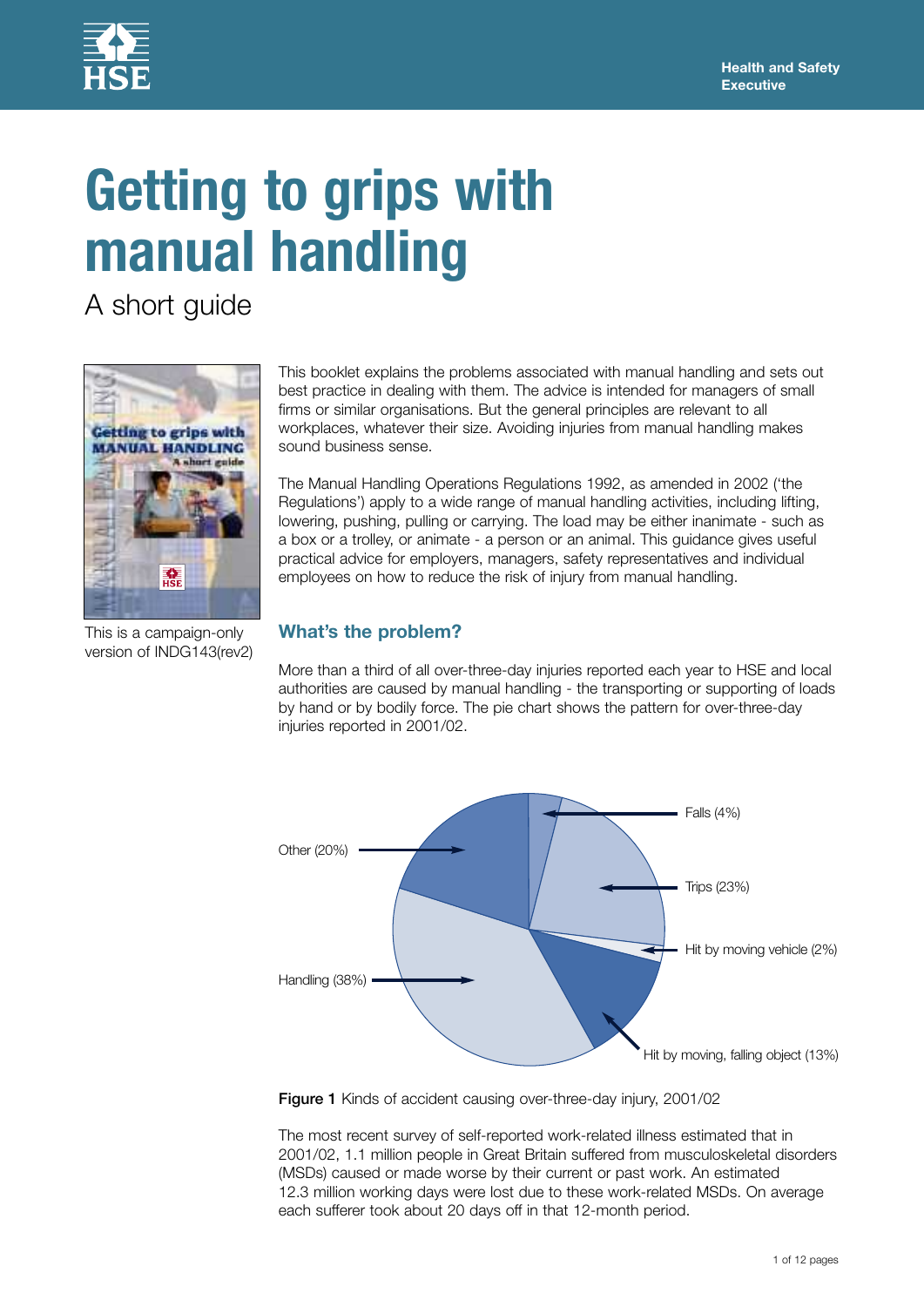# Getting to grips with manual handling

## A short guide

This is a campaign-only version of INDG143(rev2)

This booklet explains the problems associated with manual handling and sets out best practice in dealing with them. The advice is intended for managers of small firms or similar organisations. But the general principles are relevant to all workplaces, whatever their size. Avoiding injuries from manual handling makes sound business sense.

The Manual Handling Operations Regulations 1992, as amended in 2002 ('the Regulations') apply to a wide range of manual handling activities, including lifting, lowering, pushing, pulling or carrying. The load may be either inanimate - such as a box or a trolley, or animate - a person or an animal. This guidance gives useful practical advice for employers, managers, safety representatives and individual employees on how to reduce the risk of injury from manual handling.

### What's the problem?

More than a third of all over-three-day injuries reported each year to HSE and local authorities are caused by manual handling - the transporting or supporting of loads by hand or by bodily force. The pie chart shows the pattern for over-three-day injuries reported in 2001/02.

Falls (4%)

Trips (23%)

Hit by moving vehicle (2%)

Hit by moving, falling object (13%)

Handling (38%)

Other (20%)

**Figure 1** Kinds of accident causing over-three-day injury, 2001/02

The most recent survey of self-reported work-related illness estimated that in 2001/02, 1.1 million people in Great Britain suffered from musculoskeletal disorders (MSDs) caused or made worse by their current or past work. An estimated 12.3 million working days were lost due to these work-related MSDs. On average each sufferer took about 20 days off in that 12-month period.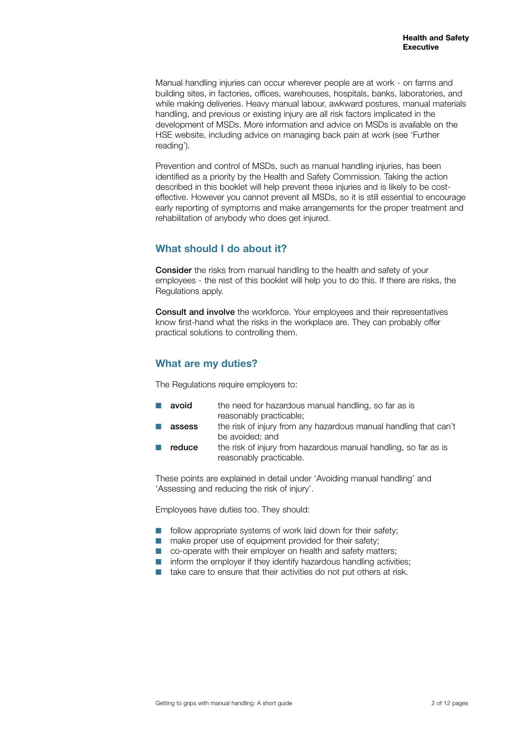Manual handling injuries can occur wherever people are at work - on farms and building sites, in factories, offices, warehouses, hospitals, banks, laboratories, and while making deliveries. Heavy manual labour, awkward postures, manual materials handling, and previous or existing injury are all risk factors implicated in the development of MSDs. More information and advice on MSDs is available on the HSE website, including advice on managing back pain at work (see 'Further reading').

Prevention and control of MSDs, such as manual handling injuries, has been identified as a priority by the Health and Safety Commission. Taking the action described in this booklet will help prevent these injuries and is likely to be cost-effective. However you cannot prevent all MSDs, so it is still essential to encourage early reporting of symptoms and make arrangements for the proper treatment and rehabilitation of anybody who does get injured.

## What should I do about it?

**Consider** the risks from manual handling to the health and safety of your employees - the rest of this booklet will help you to do this. If there are risks, the Regulations apply.

**Consult and involve** the workforce. Your employees and their representatives know first-hand what the risks in the workplace are. They can probably offer practical solutions to controlling them.

## What are my duties?

The Regulations require employers to:

- **avoid** the need for hazardous manual handling, so far as is reasonably practicable;
- **assess** the risk of injury from any hazardous manual handling that can't be avoided; and
- **reduce** the risk of injury from hazardous manual handling, so far as is reasonably practicable.

These points are explained in detail under 'Avoiding manual handling' and 'Assessing and reducing the risk of injury'.

Employees have duties too. They should:

- follow appropriate systems of work laid down for their safety;
- make proper use of equipment provided for their safety;
- co-operate with their employer on health and safety matters;
- inform the employer if they identify hazardous handling activities;
- take care to ensure that their activities do not put others at risk.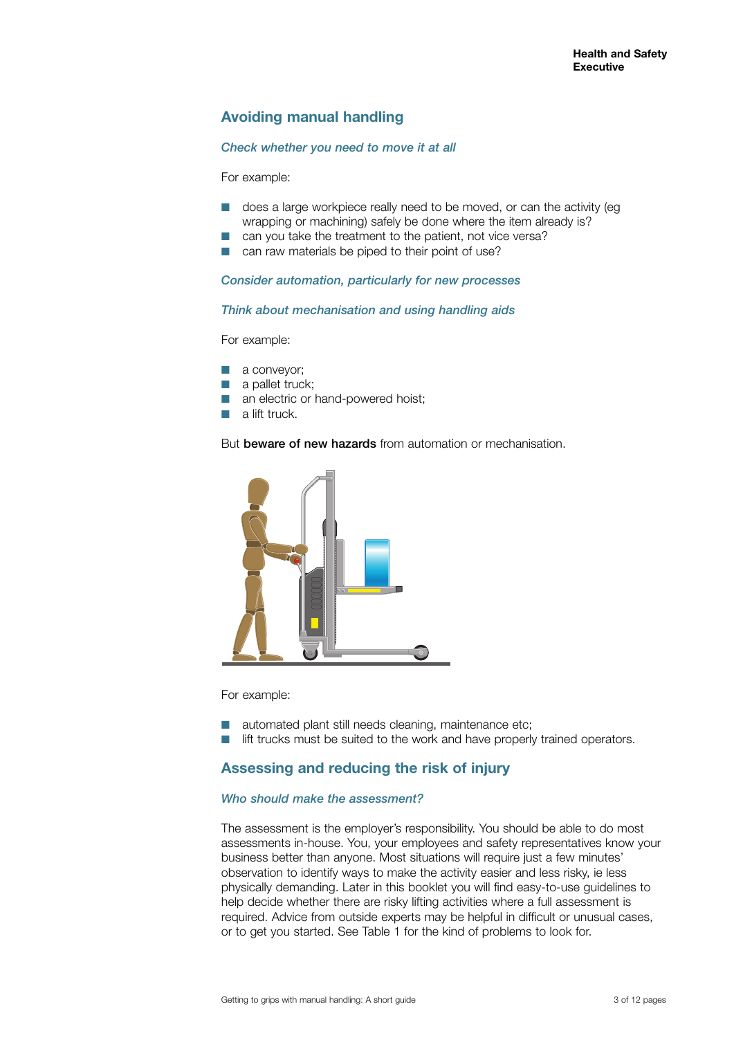## Avoiding manual handling

*Check whether you need to move it at all*

For example:

- does a large workpiece really need to be moved, or can the activity (eg wrapping or machining) safely be done where the item already is?
- can you take the treatment to the patient, not vice versa?
- can raw materials be piped to their point of use?

*Consider automation, particularly for new processes*

*Think about mechanisation and using handling aids*

For example:

- a conveyor;
- a pallet truck;
- an electric or hand-powered hoist;
- a lift truck.

But **beware of new hazards** from automation or mechanisation.

For example:

- automated plant still needs cleaning, maintenance etc;
- lift trucks must be suited to the work and have properly trained operators.

## Assessing and reducing the risk of injury

*Who should make the assessment?*

The assessment is the employer's responsibility. You should be able to do most assessments in-house. You, your employees and safety representatives know your business better than anyone. Most situations will require just a few minutes' observation to identify ways to make the activity easier and less risky, ie less physically demanding. Later in this booklet you will find easy-to-use guidelines to help decide whether there are risky lifting activities where a full assessment is required. Advice from outside experts may be helpful in difficult or unusual cases, or to get you started. See Table 1 for the kind of problems to look for.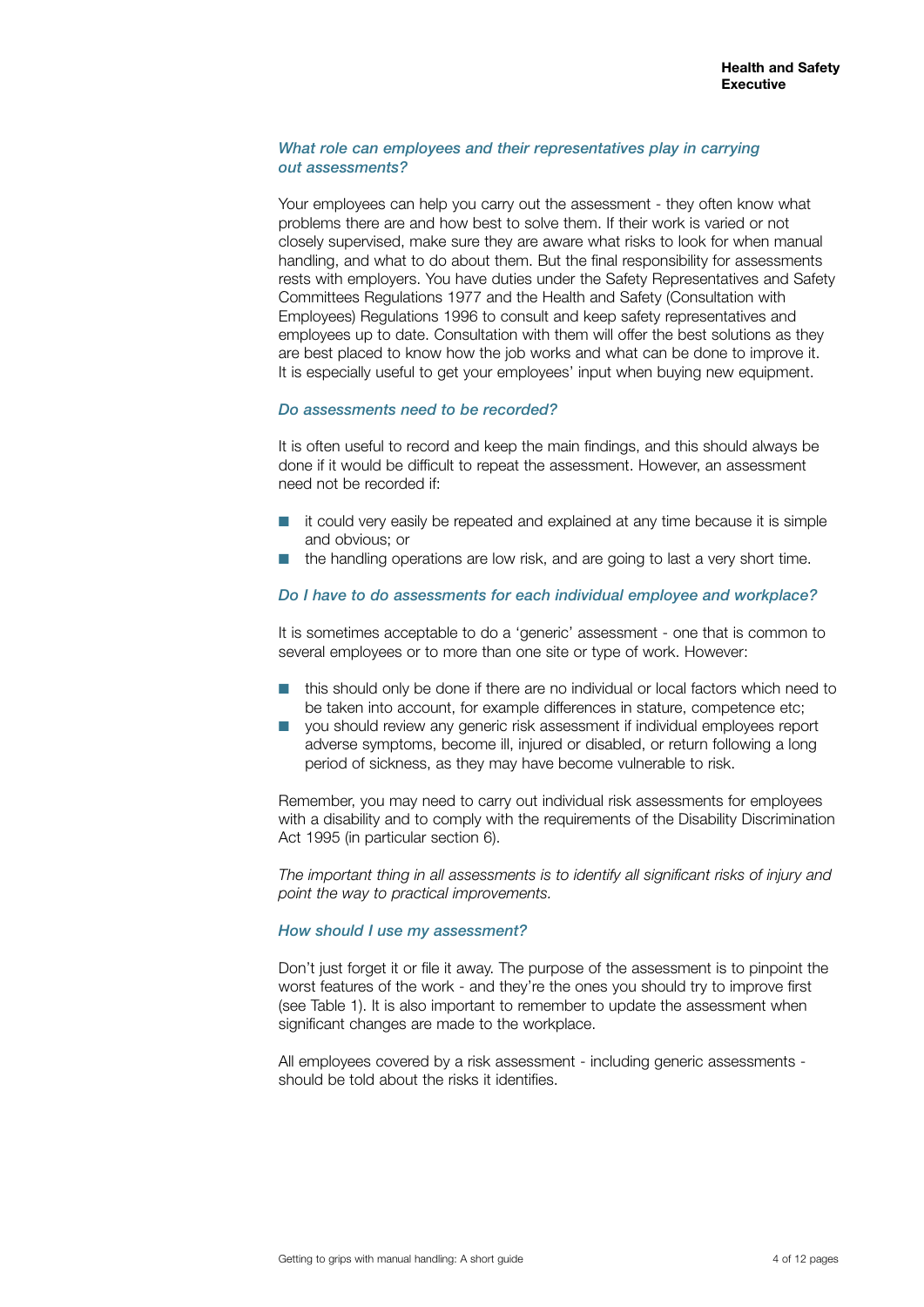### *What role can employees and their representatives play in carrying out assessments?*

Your employees can help you carry out the assessment - they often know what problems there are and how best to solve them. If their work is varied or not closely supervised, make sure they are aware what risks to look for when manual handling, and what to do about them. But the final responsibility for assessments rests with employers. You have duties under the Safety Representatives and Safety Committees Regulations 1977 and the Health and Safety (Consultation with Employees) Regulations 1996 to consult and keep safety representatives and employees up to date. Consultation with them will offer the best solutions as they are best placed to know how the job works and what can be done to improve it. It is especially useful to get your employees' input when buying new equipment.

### *Do assessments need to be recorded?*

It is often useful to record and keep the main findings, and this should always be done if it would be difficult to repeat the assessment. However, an assessment need not be recorded if:

- it could very easily be repeated and explained at any time because it is simple and obvious; or
- the handling operations are low risk, and are going to last a very short time.

### *Do I have to do assessments for each individual employee and workplace?*

It is sometimes acceptable to do a 'generic' assessment - one that is common to several employees or to more than one site or type of work. However:

- this should only be done if there are no individual or local factors which need to be taken into account, for example differences in stature, competence etc;
- you should review any generic risk assessment if individual employees report adverse symptoms, become ill, injured or disabled, or return following a long period of sickness, as they may have become vulnerable to risk.

Remember, you may need to carry out individual risk assessments for employees with a disability and to comply with the requirements of the Disability Discrimination Act 1995 (in particular section 6).

*The important thing in all assessments is to identify all significant risks of injury and point the way to practical improvements.*

### *How should I use my assessment?*

Don't just forget it or file it away. The purpose of the assessment is to pinpoint the worst features of the work - and they're the ones you should try to improve first (see Table 1). It is also important to remember to update the assessment when significant changes are made to the workplace.

All employees covered by a risk assessment - including generic assessments - should be told about the risks it identifies.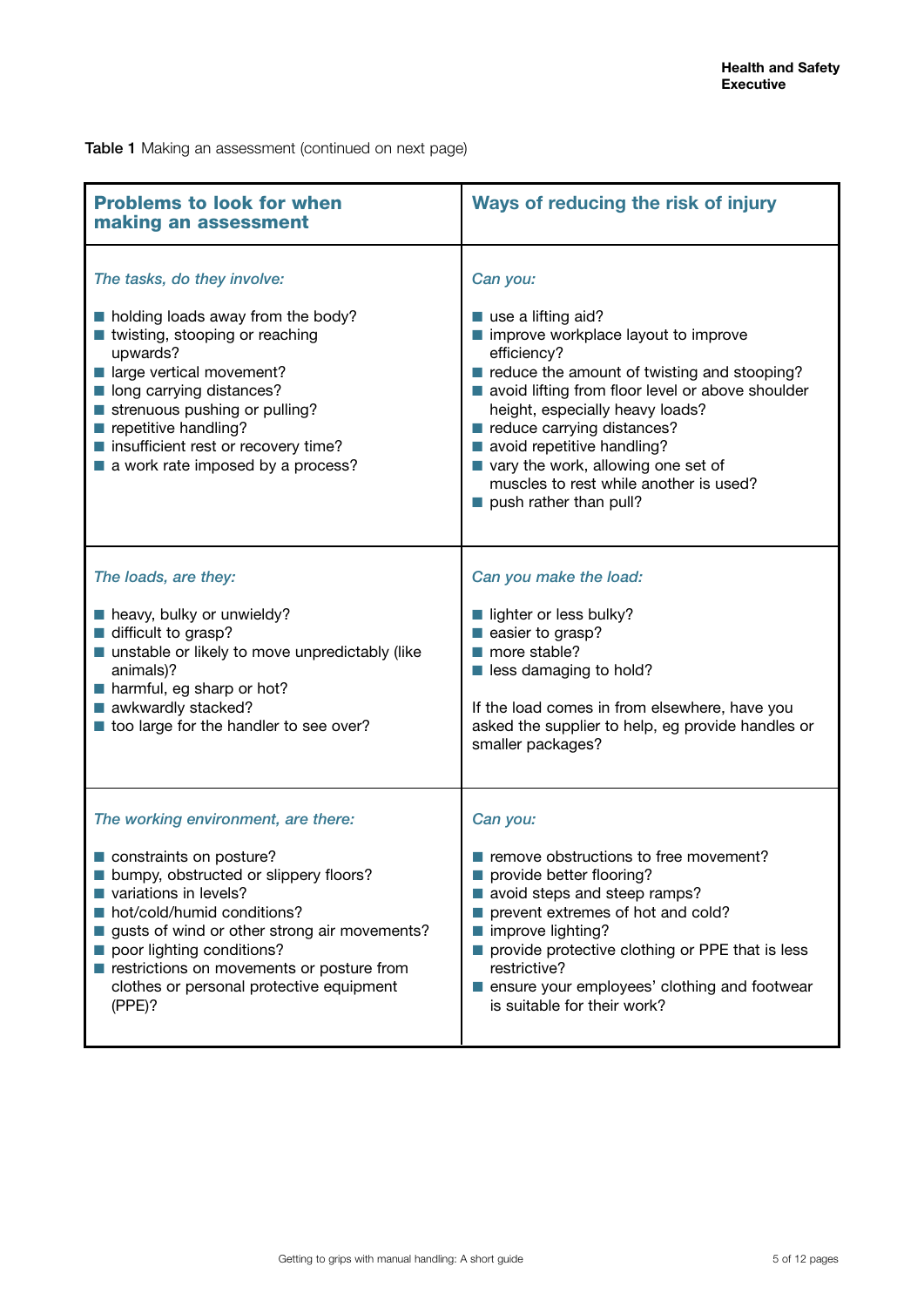**Table 1** Making an assessment (continued on next page)

| Problems to look for when making an assessment | Ways of reducing the risk of injury |
| --- | --- |
| *The tasks, do they involve:*<br><br>■ holding loads away from the body?<br>■ twisting, stooping or reaching upwards?<br>■ large vertical movement?<br>■ long carrying distances?<br>■ strenuous pushing or pulling?<br>■ repetitive handling?<br>■ insufficient rest or recovery time?<br>■ a work rate imposed by a process? | *Can you:*<br><br>■ use a lifting aid?<br>■ improve workplace layout to improve efficiency?<br>■ reduce the amount of twisting and stooping?<br>■ avoid lifting from floor level or above shoulder height, especially heavy loads?<br>■ reduce carrying distances?<br>■ avoid repetitive handling?<br>■ vary the work, allowing one set of muscles to rest while another is used?<br>■ push rather than pull? |
| *The loads, are they:*<br><br>■ heavy, bulky or unwieldy?<br>■ difficult to grasp?<br>■ unstable or likely to move unpredictably (like animals)?<br>■ harmful, eg sharp or hot?<br>■ awkwardly stacked?<br>■ too large for the handler to see over? | *Can you make the load:*<br><br>■ lighter or less bulky?<br>■ easier to grasp?<br>■ more stable?<br>■ less damaging to hold?<br><br>If the load comes in from elsewhere, have you asked the supplier to help, eg provide handles or smaller packages? |
| *The working environment, are there:*<br><br>■ constraints on posture?<br>■ bumpy, obstructed or slippery floors?<br>■ variations in levels?<br>■ hot/cold/humid conditions?<br>■ gusts of wind or other strong air movements?<br>■ poor lighting conditions?<br>■ restrictions on movements or posture from clothes or personal protective equipment (PPE)? | *Can you:*<br><br>■ remove obstructions to free movement?<br>■ provide better flooring?<br>■ avoid steps and steep ramps?<br>■ prevent extremes of hot and cold?<br>■ improve lighting?<br>■ provide protective clothing or PPE that is less restrictive?<br>■ ensure your employees' clothing and footwear is suitable for their work? |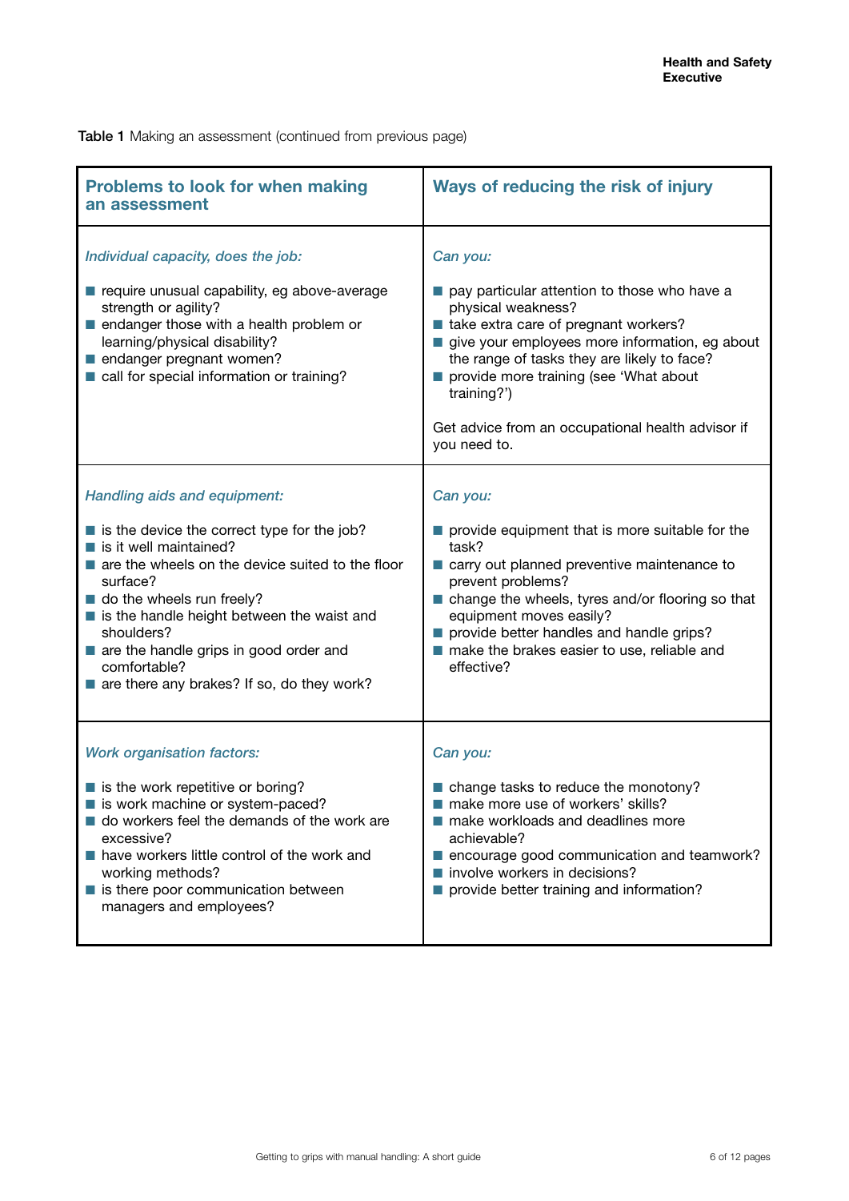**Table 1** Making an assessment (continued from previous page)

| Problems to look for when making an assessment | Ways of reducing the risk of injury |
|---|---|
| *Individual capacity, does the job:*<br><br>■ require unusual capability, eg above-average strength or agility?<br>■ endanger those with a health problem or learning/physical disability?<br>■ endanger pregnant women?<br>■ call for special information or training? | *Can you:*<br><br>■ pay particular attention to those who have a physical weakness?<br>■ take extra care of pregnant workers?<br>■ give your employees more information, eg about the range of tasks they are likely to face?<br>■ provide more training (see 'What about training?')<br><br>Get advice from an occupational health advisor if you need to. |
| *Handling aids and equipment:*<br><br>■ is the device the correct type for the job?<br>■ is it well maintained?<br>■ are the wheels on the device suited to the floor surface?<br>■ do the wheels run freely?<br>■ is the handle height between the waist and shoulders?<br>■ are the handle grips in good order and comfortable?<br>■ are there any brakes? If so, do they work? | *Can you:*<br><br>■ provide equipment that is more suitable for the task?<br>■ carry out planned preventive maintenance to prevent problems?<br>■ change the wheels, tyres and/or flooring so that equipment moves easily?<br>■ provide better handles and handle grips?<br>■ make the brakes easier to use, reliable and effective? |
| *Work organisation factors:*<br><br>■ is the work repetitive or boring?<br>■ is work machine or system-paced?<br>■ do workers feel the demands of the work are excessive?<br>■ have workers little control of the work and working methods?<br>■ is there poor communication between managers and employees? | *Can you:*<br><br>■ change tasks to reduce the monotony?<br>■ make more use of workers' skills?<br>■ make workloads and deadlines more achievable?<br>■ encourage good communication and teamwork?<br>■ involve workers in decisions?<br>■ provide better training and information? |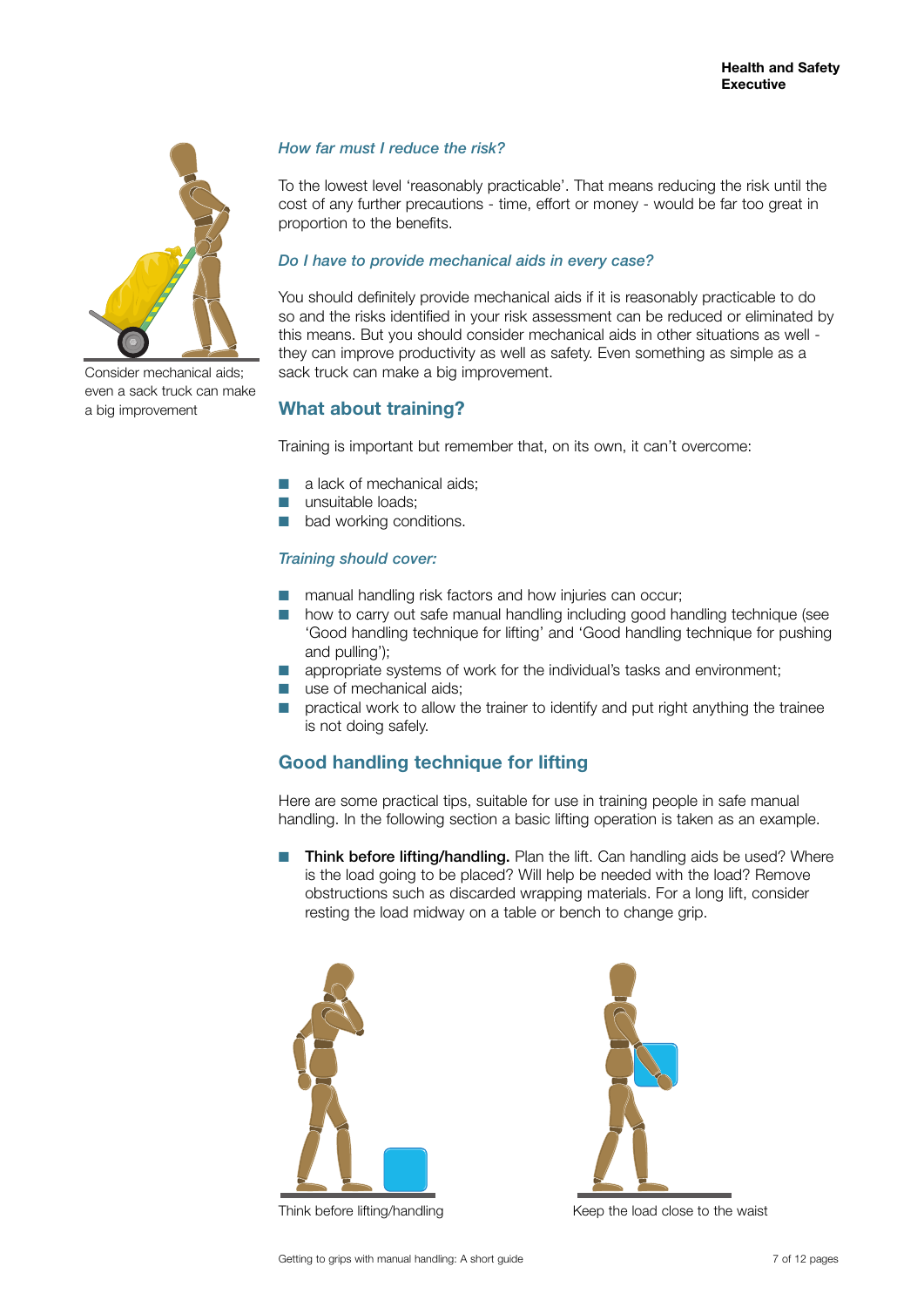Consider mechanical aids; even a sack truck can make a big improvement

### *How far must I reduce the risk?*

To the lowest level 'reasonably practicable'. That means reducing the risk until the cost of any further precautions - time, effort or money - would be far too great in proportion to the benefits.

### *Do I have to provide mechanical aids in every case?*

You should definitely provide mechanical aids if it is reasonably practicable to do so and the risks identified in your risk assessment can be reduced or eliminated by this means. But you should consider mechanical aids in other situations as well - they can improve productivity as well as safety. Even something as simple as a sack truck can make a big improvement.

## What about training?

Training is important but remember that, on its own, it can't overcome:

- a lack of mechanical aids;
- unsuitable loads;
- bad working conditions.

### *Training should cover:*

- manual handling risk factors and how injuries can occur;
- how to carry out safe manual handling including good handling technique (see 'Good handling technique for lifting' and 'Good handling technique for pushing and pulling');
- appropriate systems of work for the individual's tasks and environment;
- use of mechanical aids;
- practical work to allow the trainer to identify and put right anything the trainee is not doing safely.

## Good handling technique for lifting

Here are some practical tips, suitable for use in training people in safe manual handling. In the following section a basic lifting operation is taken as an example.

- **Think before lifting/handling.** Plan the lift. Can handling aids be used? Where is the load going to be placed? Will help be needed with the load? Remove obstructions such as discarded wrapping materials. For a long lift, consider resting the load midway on a table or bench to change grip.

Think before lifting/handling

Keep the load close to the waist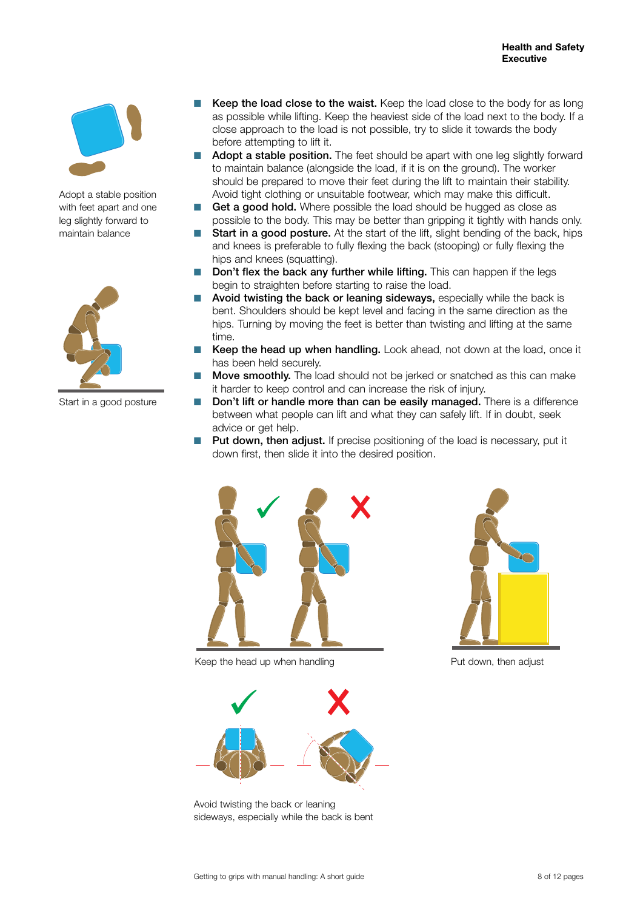- **Keep the load close to the waist.** Keep the load close to the body for as long as possible while lifting. Keep the heaviest side of the load next to the body. If a close approach to the load is not possible, try to slide it towards the body before attempting to lift it.
- **Adopt a stable position.** The feet should be apart with one leg slightly forward to maintain balance (alongside the load, if it is on the ground). The worker should be prepared to move their feet during the lift to maintain their stability. Avoid tight clothing or unsuitable footwear, which may make this difficult.
- **Get a good hold.** Where possible the load should be hugged as close as possible to the body. This may be better than gripping it tightly with hands only.
- **Start in a good posture.** At the start of the lift, slight bending of the back, hips and knees is preferable to fully flexing the back (stooping) or fully flexing the hips and knees (squatting).
- **Don't flex the back any further while lifting.** This can happen if the legs begin to straighten before starting to raise the load.
- **Avoid twisting the back or leaning sideways,** especially while the back is bent. Shoulders should be kept level and facing in the same direction as the hips. Turning by moving the feet is better than twisting and lifting at the same time.
- **Keep the head up when handling.** Look ahead, not down at the load, once it has been held securely.
- **Move smoothly.** The load should not be jerked or snatched as this can make it harder to keep control and can increase the risk of injury.
- **Don't lift or handle more than can be easily managed.** There is a difference between what people can lift and what they can safely lift. If in doubt, seek advice or get help.
- **Put down, then adjust.** If precise positioning of the load is necessary, put it down first, then slide it into the desired position.

Adopt a stable position with feet apart and one leg slightly forward to maintain balance

Start in a good posture

Keep the head up when handling

Put down, then adjust

Avoid twisting the back or leaning sideways, especially while the back is bent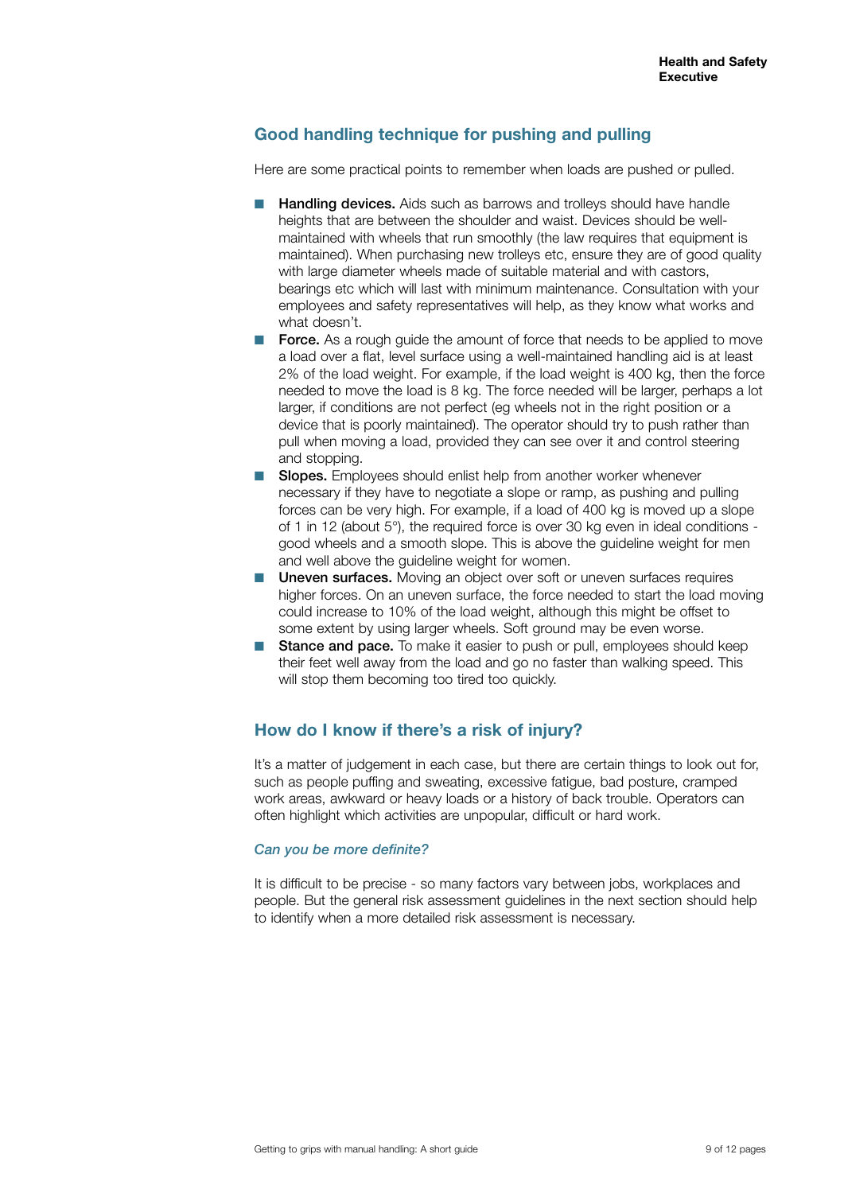## Good handling technique for pushing and pulling

Here are some practical points to remember when loads are pushed or pulled.

- **Handling devices.** Aids such as barrows and trolleys should have handle heights that are between the shoulder and waist. Devices should be well-maintained with wheels that run smoothly (the law requires that equipment is maintained). When purchasing new trolleys etc, ensure they are of good quality with large diameter wheels made of suitable material and with castors, bearings etc which will last with minimum maintenance. Consultation with your employees and safety representatives will help, as they know what works and what doesn't.
- **Force.** As a rough guide the amount of force that needs to be applied to move a load over a flat, level surface using a well-maintained handling aid is at least 2% of the load weight. For example, if the load weight is 400 kg, then the force needed to move the load is 8 kg. The force needed will be larger, perhaps a lot larger, if conditions are not perfect (eg wheels not in the right position or a device that is poorly maintained). The operator should try to push rather than pull when moving a load, provided they can see over it and control steering and stopping.
- **Slopes.** Employees should enlist help from another worker whenever necessary if they have to negotiate a slope or ramp, as pushing and pulling forces can be very high. For example, if a load of 400 kg is moved up a slope of 1 in 12 (about 5°), the required force is over 30 kg even in ideal conditions - good wheels and a smooth slope. This is above the guideline weight for men and well above the guideline weight for women.
- **Uneven surfaces.** Moving an object over soft or uneven surfaces requires higher forces. On an uneven surface, the force needed to start the load moving could increase to 10% of the load weight, although this might be offset to some extent by using larger wheels. Soft ground may be even worse.
- **Stance and pace.** To make it easier to push or pull, employees should keep their feet well away from the load and go no faster than walking speed. This will stop them becoming too tired too quickly.

## How do I know if there's a risk of injury?

It's a matter of judgement in each case, but there are certain things to look out for, such as people puffing and sweating, excessive fatigue, bad posture, cramped work areas, awkward or heavy loads or a history of back trouble. Operators can often highlight which activities are unpopular, difficult or hard work.

### *Can you be more definite?*

It is difficult to be precise - so many factors vary between jobs, workplaces and people. But the general risk assessment guidelines in the next section should help to identify when a more detailed risk assessment is necessary.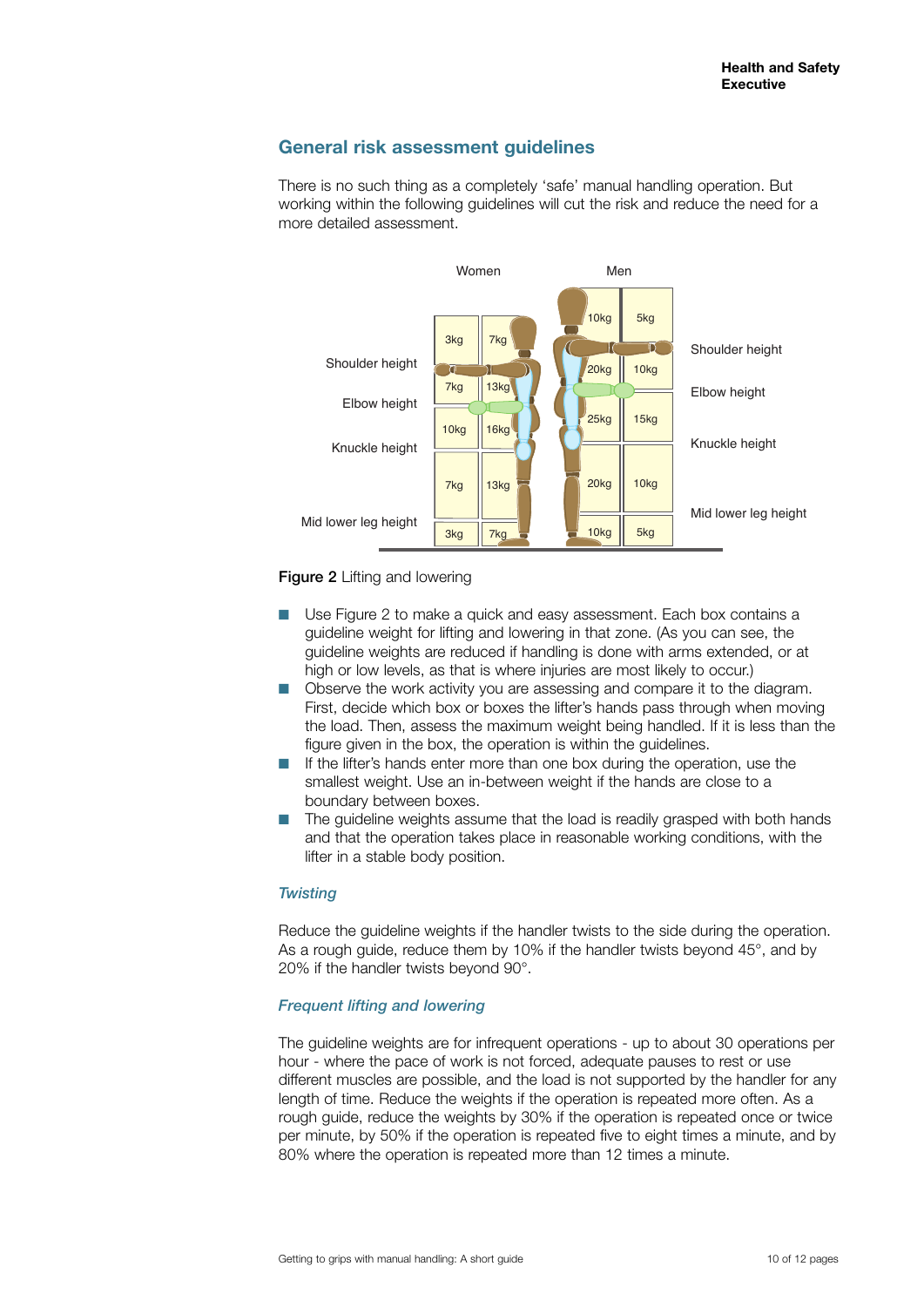## General risk assessment guidelines

There is no such thing as a completely 'safe' manual handling operation. But working within the following guidelines will cut the risk and reduce the need for a more detailed assessment.

| Zone | Women | | Men | |
|---|---|---|---|---|
| Above shoulder height | 3kg | 7kg | 10kg | 5kg |
| Shoulder height to elbow height | 7kg | 13kg | 20kg | 10kg |
| Elbow height to knuckle height | 10kg | 16kg | 25kg | 15kg |
| Knuckle height to mid lower leg height | 7kg | 13kg | 20kg | 10kg |
| Below mid lower leg height | 3kg | 7kg | 10kg | 5kg |

**Figure 2** Lifting and lowering

- Use Figure 2 to make a quick and easy assessment. Each box contains a guideline weight for lifting and lowering in that zone. (As you can see, the guideline weights are reduced if handling is done with arms extended, or at high or low levels, as that is where injuries are most likely to occur.)
- Observe the work activity you are assessing and compare it to the diagram. First, decide which box or boxes the lifter's hands pass through when moving the load. Then, assess the maximum weight being handled. If it is less than the figure given in the box, the operation is within the guidelines.
- If the lifter's hands enter more than one box during the operation, use the smallest weight. Use an in-between weight if the hands are close to a boundary between boxes.
- The guideline weights assume that the load is readily grasped with both hands and that the operation takes place in reasonable working conditions, with the lifter in a stable body position.

### *Twisting*

Reduce the guideline weights if the handler twists to the side during the operation. As a rough guide, reduce them by 10% if the handler twists beyond 45°, and by 20% if the handler twists beyond 90°.

### *Frequent lifting and lowering*

The guideline weights are for infrequent operations - up to about 30 operations per hour - where the pace of work is not forced, adequate pauses to rest or use different muscles are possible, and the load is not supported by the handler for any length of time. Reduce the weights if the operation is repeated more often. As a rough guide, reduce the weights by 30% if the operation is repeated once or twice per minute, by 50% if the operation is repeated five to eight times a minute, and by 80% where the operation is repeated more than 12 times a minute.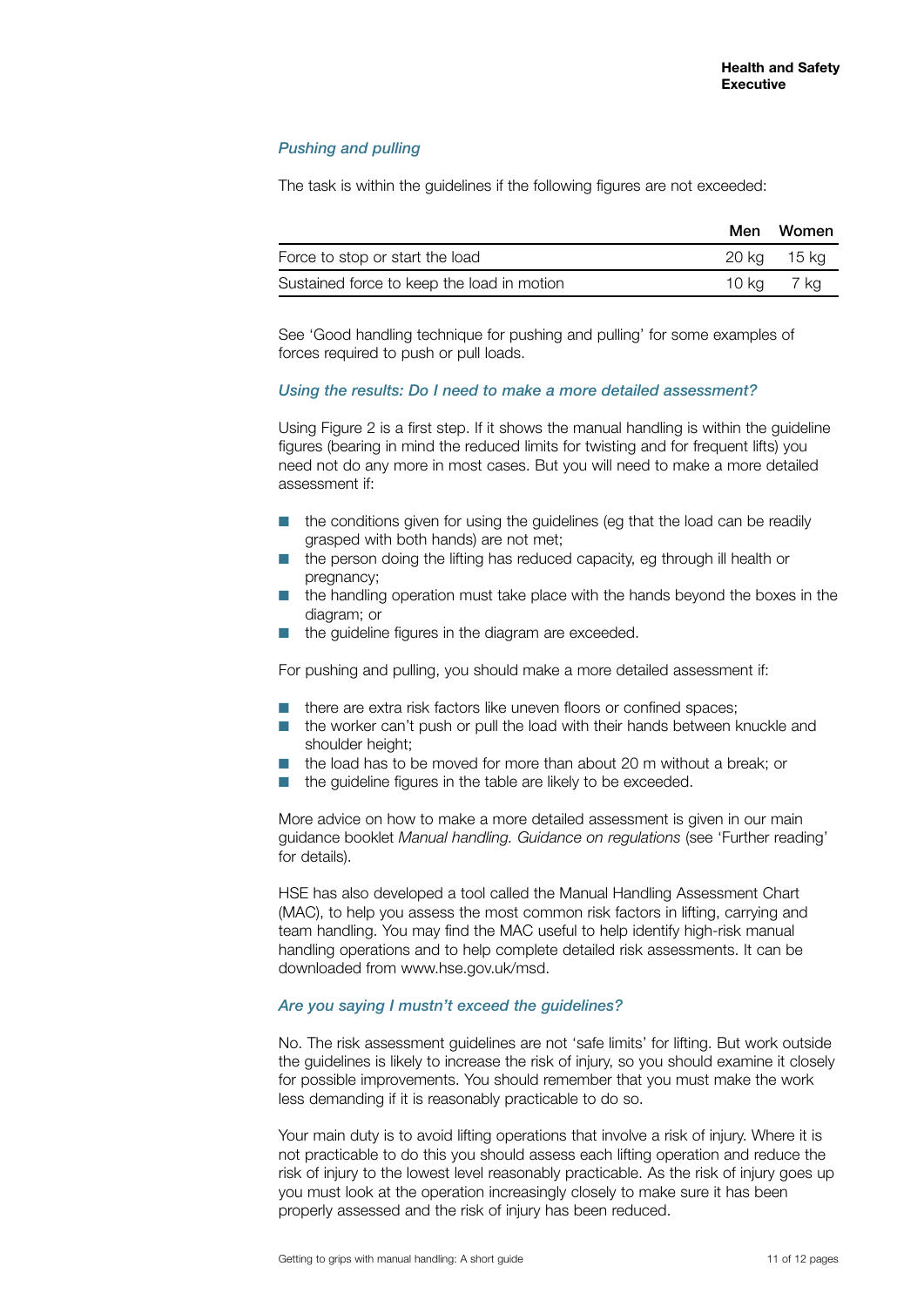### *Pushing and pulling*

The task is within the guidelines if the following figures are not exceeded:

| | Men | Women |
|---|---|---|
| Force to stop or start the load | 20 kg | 15 kg |
| Sustained force to keep the load in motion | 10 kg | 7 kg |

See 'Good handling technique for pushing and pulling' for some examples of forces required to push or pull loads.

### *Using the results: Do I need to make a more detailed assessment?*

Using Figure 2 is a first step. If it shows the manual handling is within the guideline figures (bearing in mind the reduced limits for twisting and for frequent lifts) you need not do any more in most cases. But you will need to make a more detailed assessment if:

- the conditions given for using the guidelines (eg that the load can be readily grasped with both hands) are not met;
- the person doing the lifting has reduced capacity, eg through ill health or pregnancy;
- the handling operation must take place with the hands beyond the boxes in the diagram; or
- the guideline figures in the diagram are exceeded.

For pushing and pulling, you should make a more detailed assessment if:

- there are extra risk factors like uneven floors or confined spaces;
- the worker can't push or pull the load with their hands between knuckle and shoulder height;
- the load has to be moved for more than about 20 m without a break; or
- the guideline figures in the table are likely to be exceeded.

More advice on how to make a more detailed assessment is given in our main guidance booklet *Manual handling. Guidance on regulations* (see 'Further reading' for details).

HSE has also developed a tool called the Manual Handling Assessment Chart (MAC), to help you assess the most common risk factors in lifting, carrying and team handling. You may find the MAC useful to help identify high-risk manual handling operations and to help complete detailed risk assessments. It can be downloaded from www.hse.gov.uk/msd.

### *Are you saying I mustn't exceed the guidelines?*

No. The risk assessment guidelines are not 'safe limits' for lifting. But work outside the guidelines is likely to increase the risk of injury, so you should examine it closely for possible improvements. You should remember that you must make the work less demanding if it is reasonably practicable to do so.

Your main duty is to avoid lifting operations that involve a risk of injury. Where it is not practicable to do this you should assess each lifting operation and reduce the risk of injury to the lowest level reasonably practicable. As the risk of injury goes up you must look at the operation increasingly closely to make sure it has been properly assessed and the risk of injury has been reduced.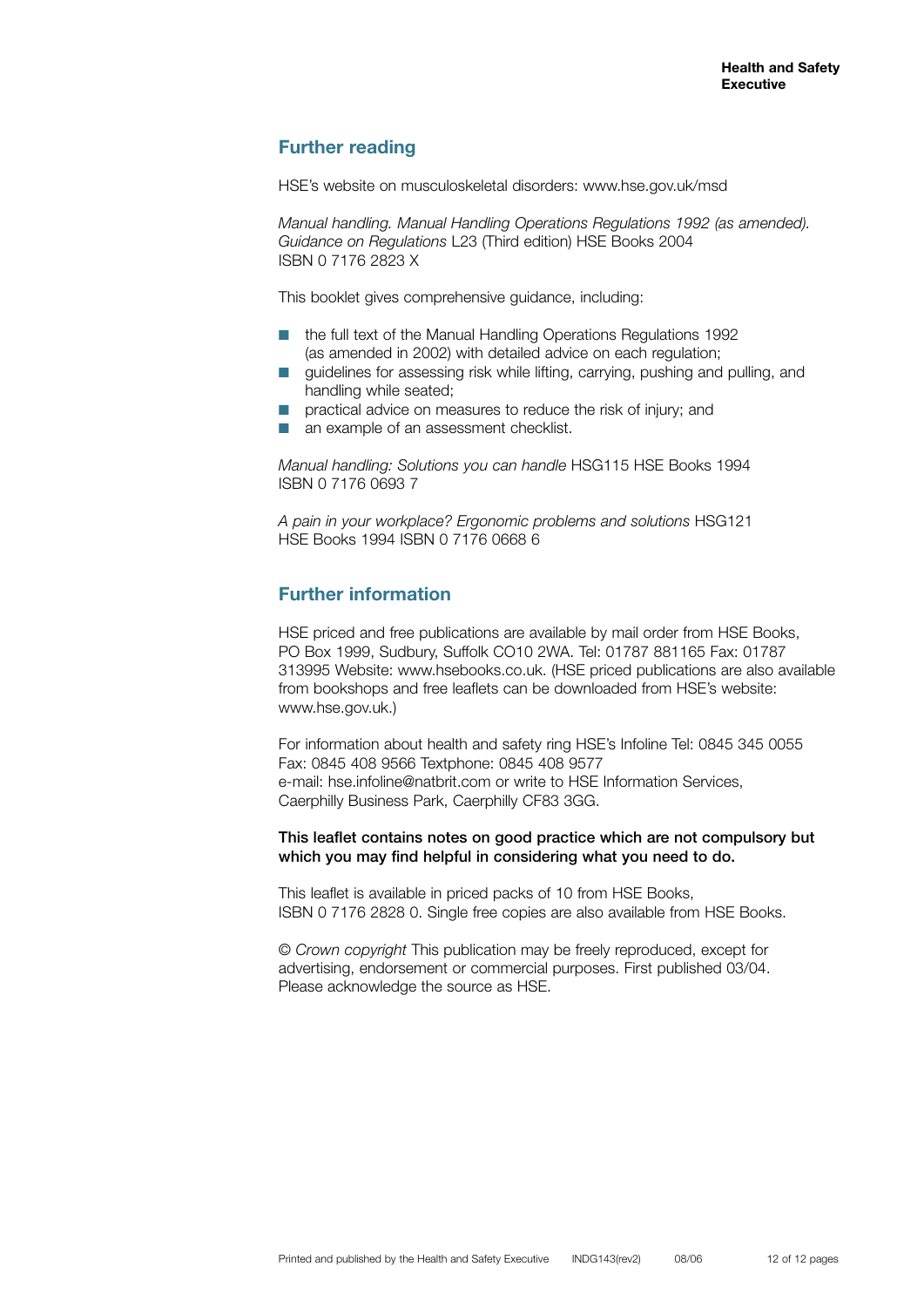## Further reading

HSE's website on musculoskeletal disorders: www.hse.gov.uk/msd

*Manual handling. Manual Handling Operations Regulations 1992 (as amended). Guidance on Regulations* L23 (Third edition) HSE Books 2004 ISBN 0 7176 2823 X

This booklet gives comprehensive guidance, including:

- the full text of the Manual Handling Operations Regulations 1992 (as amended in 2002) with detailed advice on each regulation;
- guidelines for assessing risk while lifting, carrying, pushing and pulling, and handling while seated;
- practical advice on measures to reduce the risk of injury; and
- an example of an assessment checklist.

*Manual handling: Solutions you can handle* HSG115 HSE Books 1994 ISBN 0 7176 0693 7

*A pain in your workplace? Ergonomic problems and solutions* HSG121 HSE Books 1994 ISBN 0 7176 0668 6

## Further information

HSE priced and free publications are available by mail order from HSE Books, PO Box 1999, Sudbury, Suffolk CO10 2WA. Tel: 01787 881165 Fax: 01787 313995 Website: www.hsebooks.co.uk. (HSE priced publications are also available from bookshops and free leaflets can be downloaded from HSE's website: www.hse.gov.uk.)

For information about health and safety ring HSE's Infoline Tel: 0845 345 0055 Fax: 0845 408 9566 Textphone: 0845 408 9577 e-mail: hse.infoline@natbrit.com or write to HSE Information Services, Caerphilly Business Park, Caerphilly CF83 3GG.

**This leaflet contains notes on good practice which are not compulsory but which you may find helpful in considering what you need to do.**

This leaflet is available in priced packs of 10 from HSE Books, ISBN 0 7176 2828 0. Single free copies are also available from HSE Books.

© *Crown copyright* This publication may be freely reproduced, except for advertising, endorsement or commercial purposes. First published 03/04. Please acknowledge the source as HSE.

Printed and published by the Health and Safety Executive INDG143(rev2) 08/06